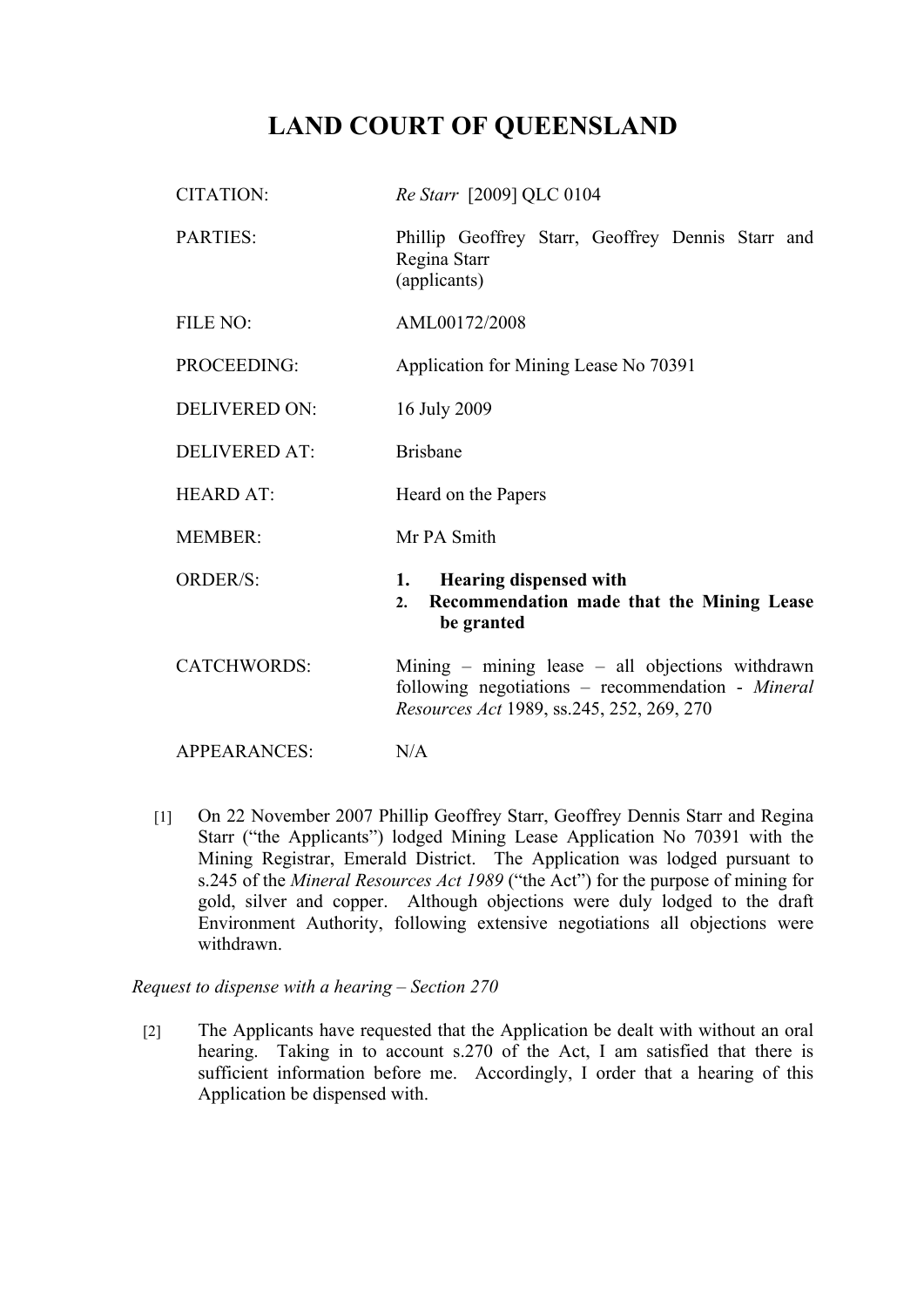# LAND COURT OF QUEENSLAND

| | |
|---|---|
| CITATION: | *Re Starr* [2009] QLC 0104 |
| PARTIES: | Phillip Geoffrey Starr, Geoffrey Dennis Starr and Regina Starr (applicants) |
| FILE NO: | AML00172/2008 |
| PROCEEDING: | Application for Mining Lease No 70391 |
| DELIVERED ON: | 16 July 2009 |
| DELIVERED AT: | Brisbane |
| HEARD AT: | Heard on the Papers |
| MEMBER: | Mr PA Smith |
| ORDER/S: | **1. Hearing dispensed with** <br> **2. Recommendation made that the Mining Lease be granted** |
| CATCHWORDS: | Mining – mining lease – all objections withdrawn following negotiations – recommendation - *Mineral Resources Act* 1989, ss.245, 252, 269, 270 |
| APPEARANCES: | N/A |

[1] On 22 November 2007 Phillip Geoffrey Starr, Geoffrey Dennis Starr and Regina Starr ("the Applicants") lodged Mining Lease Application No 70391 with the Mining Registrar, Emerald District. The Application was lodged pursuant to s.245 of the *Mineral Resources Act 1989* ("the Act") for the purpose of mining for gold, silver and copper. Although objections were duly lodged to the draft Environment Authority, following extensive negotiations all objections were withdrawn.

*Request to dispense with a hearing – Section 270*

[2] The Applicants have requested that the Application be dealt with without an oral hearing. Taking in to account s.270 of the Act, I am satisfied that there is sufficient information before me. Accordingly, I order that a hearing of this Application be dispensed with.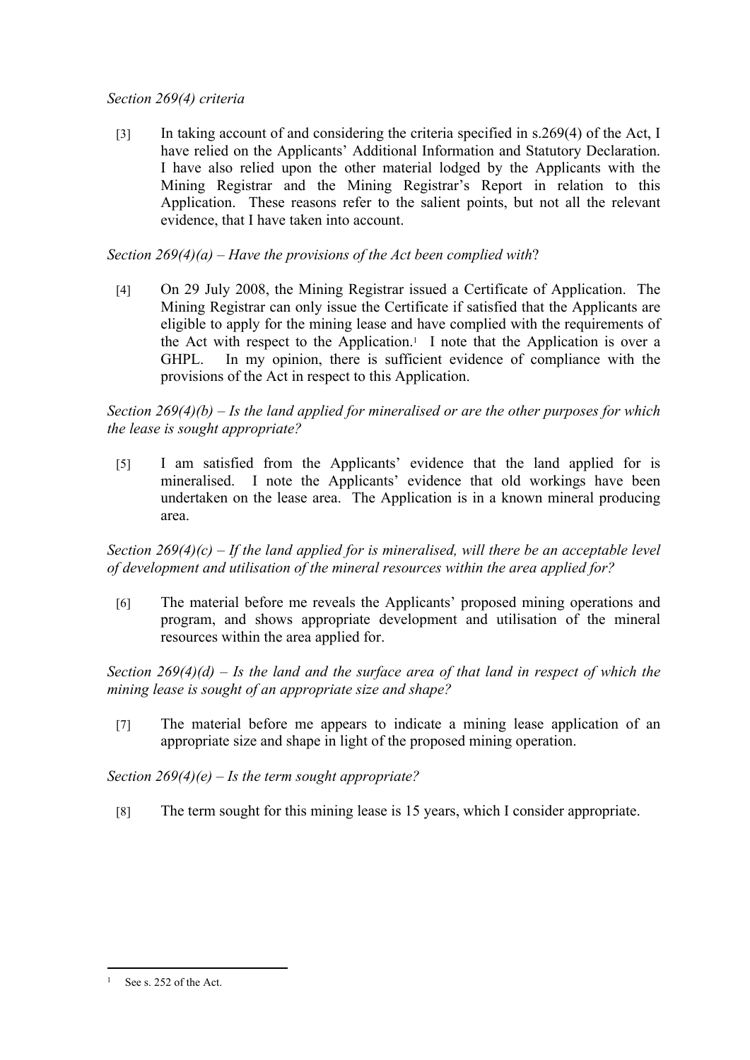*Section 269(4) criteria*

[3] In taking account of and considering the criteria specified in s.269(4) of the Act, I have relied on the Applicants' Additional Information and Statutory Declaration. I have also relied upon the other material lodged by the Applicants with the Mining Registrar and the Mining Registrar's Report in relation to this Application. These reasons refer to the salient points, but not all the relevant evidence, that I have taken into account.

*Section 269(4)(a) – Have the provisions of the Act been complied with*?

[4] On 29 July 2008, the Mining Registrar issued a Certificate of Application. The Mining Registrar can only issue the Certificate if satisfied that the Applicants are eligible to apply for the mining lease and have complied with the requirements of the Act with respect to the Application.[1] I note that the Application is over a GHPL. In my opinion, there is sufficient evidence of compliance with the provisions of the Act in respect to this Application.

*Section 269(4)(b) – Is the land applied for mineralised or are the other purposes for which the lease is sought appropriate?*

[5] I am satisfied from the Applicants' evidence that the land applied for is mineralised. I note the Applicants' evidence that old workings have been undertaken on the lease area. The Application is in a known mineral producing area.

*Section 269(4)(c) – If the land applied for is mineralised, will there be an acceptable level of development and utilisation of the mineral resources within the area applied for?*

[6] The material before me reveals the Applicants' proposed mining operations and program, and shows appropriate development and utilisation of the mineral resources within the area applied for.

*Section 269(4)(d) – Is the land and the surface area of that land in respect of which the mining lease is sought of an appropriate size and shape?*

[7] The material before me appears to indicate a mining lease application of an appropriate size and shape in light of the proposed mining operation.

*Section 269(4)(e) – Is the term sought appropriate?*

[8] The term sought for this mining lease is 15 years, which I consider appropriate.

---

[1] See s. 252 of the Act.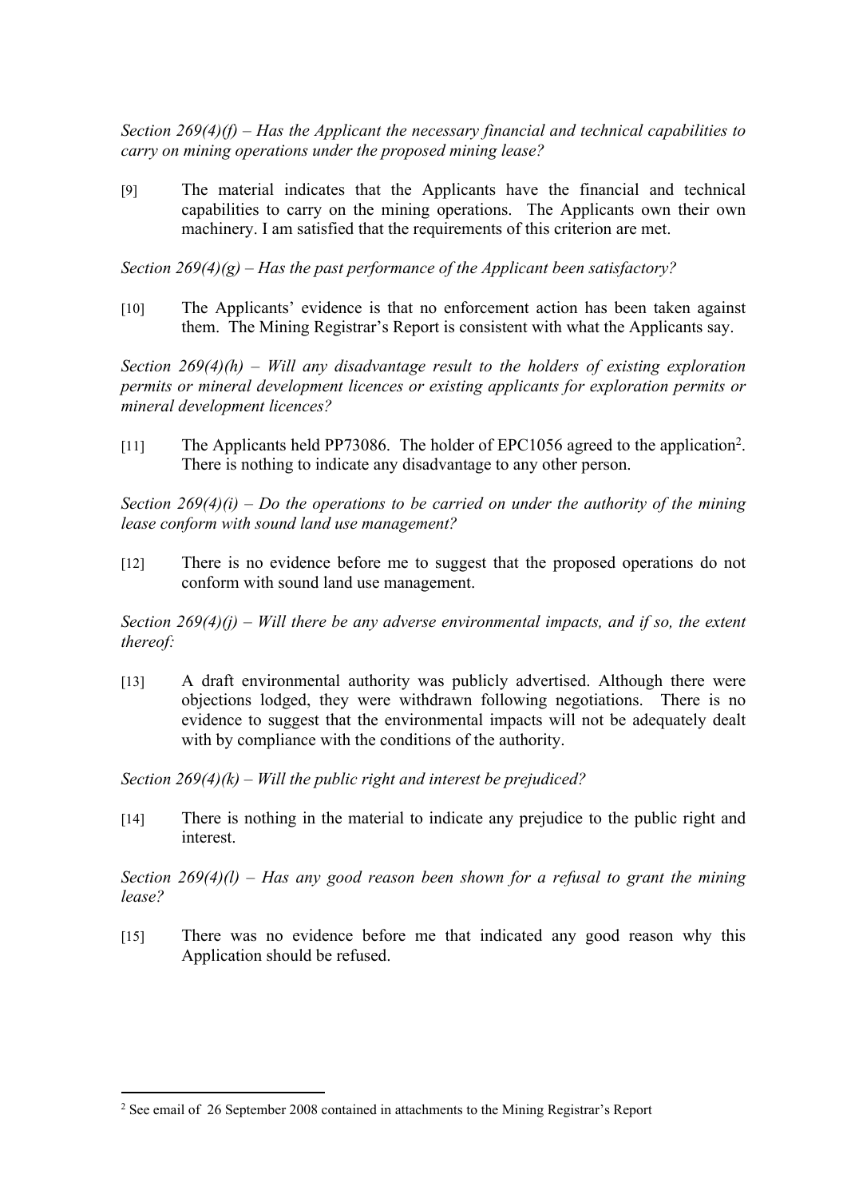*Section 269(4)(f) – Has the Applicant the necessary financial and technical capabilities to carry on mining operations under the proposed mining lease?*

[9] The material indicates that the Applicants have the financial and technical capabilities to carry on the mining operations. The Applicants own their own machinery. I am satisfied that the requirements of this criterion are met.

*Section 269(4)(g) – Has the past performance of the Applicant been satisfactory?*

[10] The Applicants' evidence is that no enforcement action has been taken against them. The Mining Registrar's Report is consistent with what the Applicants say.

*Section 269(4)(h) – Will any disadvantage result to the holders of existing exploration permits or mineral development licences or existing applicants for exploration permits or mineral development licences?*

[11] The Applicants held PP73086. The holder of EPC1056 agreed to the application[2]. There is nothing to indicate any disadvantage to any other person.

*Section 269(4)(i) – Do the operations to be carried on under the authority of the mining lease conform with sound land use management?*

[12] There is no evidence before me to suggest that the proposed operations do not conform with sound land use management.

*Section 269(4)(j) – Will there be any adverse environmental impacts, and if so, the extent thereof:*

[13] A draft environmental authority was publicly advertised. Although there were objections lodged, they were withdrawn following negotiations. There is no evidence to suggest that the environmental impacts will not be adequately dealt with by compliance with the conditions of the authority.

*Section 269(4)(k) – Will the public right and interest be prejudiced?*

[14] There is nothing in the material to indicate any prejudice to the public right and interest.

*Section 269(4)(l) – Has any good reason been shown for a refusal to grant the mining lease?*

[15] There was no evidence before me that indicated any good reason why this Application should be refused.

---

[2] See email of 26 September 2008 contained in attachments to the Mining Registrar's Report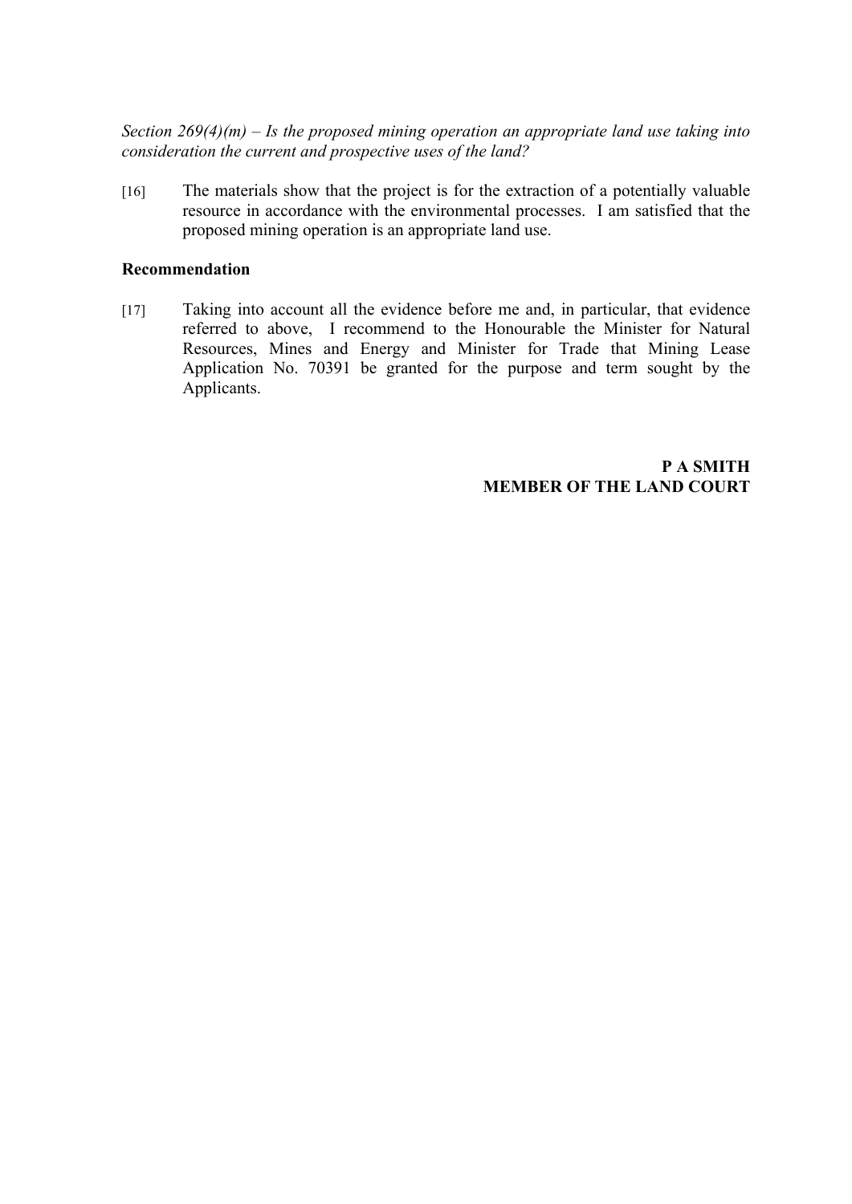*Section 269(4)(m) – Is the proposed mining operation an appropriate land use taking into consideration the current and prospective uses of the land?*

[16] The materials show that the project is for the extraction of a potentially valuable resource in accordance with the environmental processes. I am satisfied that the proposed mining operation is an appropriate land use.

**Recommendation**

[17] Taking into account all the evidence before me and, in particular, that evidence referred to above, I recommend to the Honourable the Minister for Natural Resources, Mines and Energy and Minister for Trade that Mining Lease Application No. 70391 be granted for the purpose and term sought by the Applicants.

**P A SMITH**
**MEMBER OF THE LAND COURT**